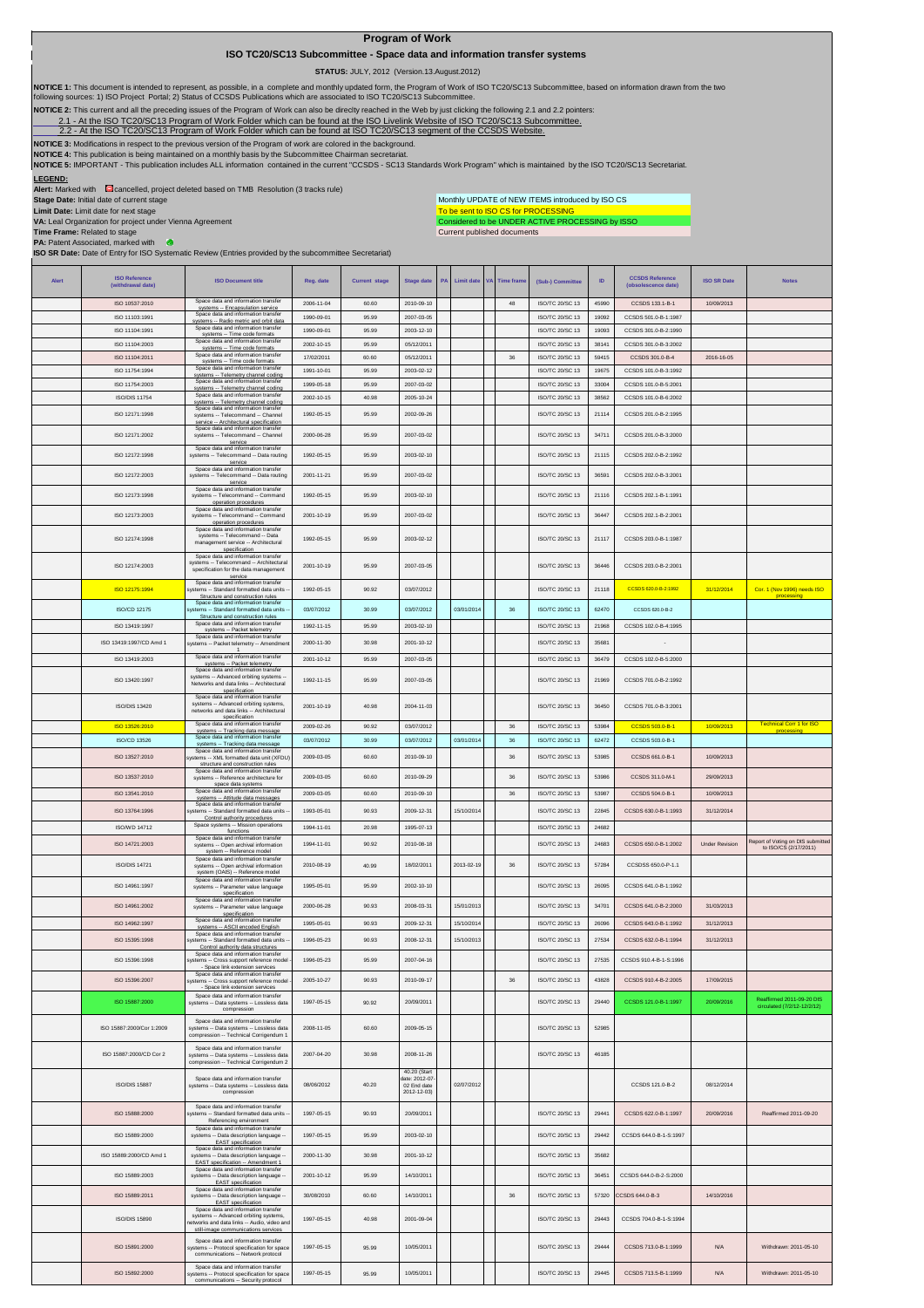# Program of Work

## ISO TC20/SC13 Subcommittee - Space data and information transfer systems

**STATUS:** JULY, 2012 (Version.13.August.2012)

**NOTICE 1:** This document is intended to represent, as possible, in a complete and monthly updated form, the Program of Work of ISO TC20/SC13 Subcommittee, based on information drawn from the two following sources: 1) ISO Project Portal; 2) Status of CCSDS Publications which are associated to ISO TC20/SC13 Subcommittee.

**NOTICE 2:** This current and all the preceding issues of the Program of Work can also be directly reached in the Web by just clicking the following 2.1 and 2.2 pointers:

2.1 - At the ISO TC20/SC13 Program of Work Folder which can be found at the ISO Livelink Website of ISO TC20/SC13 Subcommittee.

2.2 - At the ISO TC20/SC13 Program of Work Folder which can be found at ISO TC20/SC13 segment of the CCSDS Website.

**NOTICE 3:** Modifications in respect to the previous version of the Program of work are colored in the background.

**NOTICE 4:** This publication is being maintained on a monthly basis by the Subcommittee Chairman secretariat.

**NOTICE 5:** IMPORTANT - This publication includes ALL information contained in the current "CCSDS - SC13 Standards Work Program" which is maintained by the ISO TC20/SC13 Secretariat.

**LEGEND:**

**Alert:** Marked with cancelled, project deleted based on TMB Resolution (3 tracks rule)

**Stage Date:** Initial date of current stage

**Limit Date:** Limit date for next stage

**VA:** Leal Organization for project under Vienna Agreement

**Time Frame:** Related to stage

**PA:** Patent Associated, marked with

**ISO SR Date:** Date of Entry for ISO Systematic Review (Entries provided by the subcommittee Secretariat)

Monthly UPDATE of NEW ITEMS introduced by ISO CS

To be sent to ISO CS for PROCESSING

Considered to be UNDER ACTIVE PROCESSING by ISSO

Current published documents

| Alert | ISO Reference (withdrawal date) | ISO Document title | Reg. date | Current stage | Stage date | PA | Limit date | VA | Time frame | (Sub-) Committee | ID | CCSDS Reference (obsolescence date) | ISO SR Date | Notes |
|---|---|---|---|---|---|---|---|---|---|---|---|---|---|---|
| | ISO 10537:2010 | Space data and information transfer systems -- Encapsulation service | 2006-11-04 | 60.60 | 2010-09-10 | | | | 48 | ISO/TC 20/SC 13 | 45990 | CCSDS 133.1-B-1 | 10/09/2013 | |
| | ISO 11103:1991 | Space data and information transfer systems -- Radio metric and orbit data | 1990-09-01 | 95.99 | 2007-03-05 | | | | | ISO/TC 20/SC 13 | 19092 | CCSDS 501.0-B-1:1987 | | |
| | ISO 11104:1991 | Space data and information transfer systems -- Time code formats | 1990-09-01 | 95.99 | 2003-12-10 | | | | | ISO/TC 20/SC 13 | 19093 | CCSDS 301.0-B-2:1990 | | |
| | ISO 11104:2003 | Space data and information transfer systems -- Time code formats | 2002-10-15 | 95.99 | 05/12/2011 | | | | | ISO/TC 20/SC 13 | 38141 | CCSDS 301.0-B-3:2002 | | |
| | ISO 11104:2011 | Space data and information transfer systems -- Time code formats | 17/02/2011 | 60.60 | 05/12/2011 | | | | 36 | ISO/TC 20/SC 13 | 59415 | CCSDS 301.0-B-4 | 2016-16-05 | |
| | ISO 11754:1994 | Space data and information transfer systems -- Telemetry channel coding | 1991-10-01 | 95.99 | 2003-02-12 | | | | | ISO/TC 20/SC 13 | 19675 | CCSDS 101.0-B-3:1992 | | |
| | ISO 11754:2003 | Space data and information transfer systems -- Telemetry channel coding | 1999-05-18 | 95.99 | 2007-03-02 | | | | | ISO/TC 20/SC 13 | 33004 | CCSDS 101.0-B-5:2001 | | |
| | ISO/DIS 11754 | Space data and information transfer systems -- Telemetry channel coding | 2002-10-15 | 40.98 | 2005-10-24 | | | | | ISO/TC 20/SC 13 | 38562 | CCSDS 101.0-B-6:2002 | | |
| | ISO 12171:1998 | Space data and information transfer systems -- Telecommand -- Channel service -- Architectural specification | 1992-05-15 | 95.99 | 2002-09-26 | | | | | ISO/TC 20/SC 13 | 21114 | CCSDS 201.0-B-1:1995 | | |
| | ISO 12171:2002 | Space data and information transfer systems -- Telecommand -- Channel service | 2000-06-28 | 95.99 | 2007-03-02 | | | | | ISO/TC 20/SC 13 | 34711 | CCSDS 201.0-B-3:2000 | | |
| | ISO 12172:1998 | Space data and information transfer systems -- Telecommand -- Data routing service | 1992-05-15 | 95.99 | 2003-02-10 | | | | | ISO/TC 20/SC 13 | 21115 | CCSDS 202.0-B-2:1992 | | |
| | ISO 12172:2003 | Space data and information transfer systems -- Telecommand -- Data routing service | 2001-11-21 | 95.99 | 2007-03-02 | | | | | ISO/TC 20/SC 13 | 36591 | CCSDS 202.0-B-3:2001 | | |
| | ISO 12173:1998 | Space data and information transfer systems -- Telecommand -- Command operation procedures | 1992-05-15 | 95.99 | 2003-02-10 | | | | | ISO/TC 20/SC 13 | 21116 | CCSDS 202.1-B-1:1991 | | |
| | ISO 12173:2003 | Space data and information transfer systems -- Telecommand -- Command operation procedures | 2001-10-19 | 95.99 | 2007-03-02 | | | | | ISO/TC 20/SC 13 | 36447 | CCSDS 202.1-B-2:2001 | | |
| | ISO 12174:1998 | Space data and information transfer systems -- Telecommand -- Data management service -- Architectural specification | 1992-05-15 | 95.99 | 2003-02-12 | | | | | ISO/TC 20/SC 13 | 21117 | CCSDS 203.0-B-1:1987 | | |
| | ISO 12174:2003 | Space data and information transfer systems -- Telecommand -- Architectural specification for the data management service | 2001-10-19 | 95.99 | 2007-03-05 | | | | | ISO/TC 20/SC 13 | 36446 | CCSDS 203.0-B-2:2001 | | |
| | ISO 12175:1994 | Space data and information transfer systems -- Standard formatted data units -- Structure and construction rules | 1992-05-15 | 90.92 | 03/07/2012 | | | | | ISO/TC 20/SC 13 | 21118 | CCSDS 620.0-B-2:1992 | 31/12/2014 | Cor. 1 (Nov 1996) needs ISO processing |
| | ISO/CD 12175 | Space data and information transfer systems -- Standard formatted data units -- Structure and construction rules | 03/07/2012 | 30.99 | 03/07/2012 | | 03/01/2014 | | 36 | ISO/TC 20/SC 13 | 62470 | CCSDS 620.0-B-2 | | |
| | ISO 13419:1997 | Space data and information transfer systems -- Packet telemetry | 1992-11-15 | 95.99 | 2003-02-10 | | | | | ISO/TC 20/SC 13 | 21968 | CCSDS 102.0-B-4:1995 | | |
| | ISO 13419:1997/CD Amd 1 | Space data and information transfer systems -- Packet telemetry -- Amendment 1 | 2000-11-30 | 30.98 | 2001-10-12 | | | | | ISO/TC 20/SC 13 | 35681 | - | | |
| | ISO 13419:2003 | Space data and information transfer systems -- Packet telemetry | 2001-10-12 | 95.99 | 2007-03-05 | | | | | ISO/TC 20/SC 13 | 36479 | CCSDS 102.0-B-5:2000 | | |
| | ISO 13420:1997 | Space data and information transfer systems -- Advanced orbiting systems -- Networks and data links -- Architectural specification | 1992-11-15 | 95.99 | 2007-03-05 | | | | | ISO/TC 20/SC 13 | 21969 | CCSDS 701.0-B-2:1992 | | |
| | ISO/DIS 13420 | Space data and information transfer systems -- Advanced orbiting systems, networks and data links -- Architectural specification | 2001-10-19 | 40.98 | 2004-11-03 | | | | | ISO/TC 20/SC 13 | 36450 | CCSDS 701.0-B-3:2001 | | |
| | ISO 13526:2010 | Space data and information transfer systems -- Tracking data message | 2009-02-26 | 90.92 | 03/07/2012 | | | | 36 | ISO/TC 20/SC 13 | 53984 | CCSDS 503.0-B-1 | 10/09/2013 | Technical Corr 1 for ISO processing |
| | ISO/CD 13526 | Space data and information transfer systems -- Tracking data message | 03/07/2012 | 30.99 | 03/07/2012 | | 03/01/2014 | | 36 | ISO/TC 20/SC 13 | 62472 | CCSDS 503.0-B-1 | | |
| | ISO 13527:2010 | Space data and information transfer systems -- XML formatted data unit (XFDU) structure and construction rules | 2009-03-05 | 60.60 | 2010-09-10 | | | | 36 | ISO/TC 20/SC 13 | 53985 | CCSDS 661.0-B-1 | 10/09/2013 | |
| | ISO 13537:2010 | Space data and information transfer systems -- Reference architecture for space data systems | 2009-03-05 | 60.60 | 2010-09-29 | | | | 36 | ISO/TC 20/SC 13 | 53986 | CCSDS 311.0-M-1 | 29/09/2013 | |
| | ISO 13541:2010 | Space data and information transfer systems -- Attitude data messages | 2009-03-05 | 60.60 | 2010-09-10 | | | | 36 | ISO/TC 20/SC 13 | 53987 | CCSDS 504.0-B-1 | 10/09/2013 | |
| | ISO 13764:1996 | Space data and information transfer systems -- Standard formatted data units -- Control authority procedures | 1993-05-01 | 90.93 | 2009-12-31 | | 15/10/2014 | | | ISO/TC 20/SC 13 | 22845 | CCSDS 630.0-B-1:1993 | 31/12/2014 | |
| | ISO/WD 14712 | Space systems -- Mission operations functions | 1994-11-01 | 20.98 | 1995-07-13 | | | | | ISO/TC 20/SC 13 | 24682 | | | |
| | ISO 14721:2003 | Space data and information transfer systems -- Open archival information system -- Reference model | 1994-11-01 | 90.92 | 2010-08-18 | | | | | ISO/TC 20/SC 13 | 24683 | CCSDS 650.0-B-1:2002 | Under Revision | Report of Voting on DIS submitted to ISO/CS (2/17/2011) |
| | ISO/DIS 14721 | Space data and information transfer systems -- Open archival information system (OAIS) -- Reference model | 2010-08-19 | 40.99 | 18/02/2011 | | 2013-02-19 | | 36 | ISO/TC 20/SC 13 | 57284 | CCSDS 650.0-P-1.1 | | |
| | ISO 14961:1997 | Space data and information transfer systems -- Parameter value language specification | 1995-05-01 | 95.99 | 2002-10-10 | | | | | ISO/TC 20/SC 13 | 26095 | CCSDS 641.0-B-1:1992 | | |
| | ISO 14961:2002 | Space data and information transfer systems -- Parameter value language specification | 2000-06-28 | 90.93 | 2008-03-31 | | 15/01/2013 | | | ISO/TC 20/SC 13 | 34701 | CCSDS 641.0-B-2:2000 | 31/03/2013 | |
| | ISO 14962:1997 | Space data and information transfer systems -- ASCII encoded English | 1995-05-01 | 90.93 | 2009-12-31 | | 15/10/2014 | | | ISO/TC 20/SC 13 | 26096 | CCSDS 643.0-B-1:1992 | 31/12/2013 | |
| | ISO 15395:1998 | Space data and information transfer systems -- Standard formatted data units -- Control authority data structures | 1996-05-23 | 90.93 | 2008-12-31 | | 15/10/2013 | | | ISO/TC 20/SC 13 | 27534 | CCSDS 632.0-B-1:1994 | 31/12/2013 | |
| | ISO 15396:1998 | Space data and information transfer systems -- Cross support reference model -- Space link extension services | 1996-05-23 | 95.99 | 2007-04-16 | | | | | ISO/TC 20/SC 13 | 27535 | CCSDS 910.4-B-1-S:1996 | | |
| | ISO 15396:2007 | Space data and information transfer systems -- Cross support reference model -- Space link extension services | 2005-10-27 | 90.93 | 2010-09-17 | | | | 36 | ISO/TC 20/SC 13 | 43828 | CCSDS 910.4-B-2:2005 | 17/09/2015 | |
| | ISO 15887:2000 | Space data and information transfer systems -- Data systems -- Lossless data compression | 1997-05-15 | 90.92 | 20/09/2011 | | | | | ISO/TC 20/SC 13 | 29440 | CCSDS 121.0-B-1:1997 | 20/09/2016 | Reaffirmed 2011-09-20 DIS circulated (7/2/12-12/2/12) |
| | ISO 15887:2000/Cor 1:2009 | Space data and information transfer systems -- Data systems -- Lossless data compression -- Technical Corrigendum 1 | 2008-11-05 | 60.60 | 2009-05-15 | | | | | ISO/TC 20/SC 13 | 52985 | | | |
| | ISO 15887:2000/CD Cor 2 | Space data and information transfer systems -- Data systems -- Lossless data compression -- Technical Corrigendum 2 | 2007-04-20 | 30.98 | 2008-11-26 | | | | | ISO/TC 20/SC 13 | 46185 | | | |
| | ISO/DIS 15887 | Space data and information transfer systems -- Data systems -- Lossless data compression | 08/06/2012 | 40.20 | 40.20 (Start date: 2012-07-02 End date 2012-12-03) | | 02/07/2012 | | | | | CCSDS 121.0-B-2 | 08/12/2014 | |
| | ISO 15888:2000 | Space data and information transfer systems -- Standard formatted data units -- Referencing environment | 1997-05-15 | 90.93 | 20/09/2011 | | | | | ISO/TC 20/SC 13 | 29441 | CCSDS 622.0-B-1:1997 | 20/09/2016 | Reaffirmed 2011-09-20 |
| | ISO 15889:2000 | Space data and information transfer systems -- Data description language -- EAST specification | 1997-05-15 | 95.99 | 2003-02-10 | | | | | ISO/TC 20/SC 13 | 29442 | CCSDS 644.0-B-1-S:1997 | | |
| | ISO 15889:2000/CD Amd 1 | Space data and information transfer systems -- Data description language -- EAST specification -- Amendment 1 | 2000-11-30 | 30.98 | 2001-10-12 | | | | | ISO/TC 20/SC 13 | 35682 | | | |
| | ISO 15889:2003 | Space data and information transfer systems -- Data description language -- EAST specification | 2001-10-12 | 95.99 | 14/10/2011 | | | | | ISO/TC 20/SC 13 | 36451 | CCSDS 644.0-B-2-S:2000 | | |
| | ISO 15889:2011 | Space data and information transfer systems -- Data description language -- EAST specification | 30/08/2010 | 60.60 | 14/10/2011 | | | | 36 | ISO/TC 20/SC 13 | 57320 | CCSDS 644.0-B-3 | 14/10/2016 | |
| | ISO/DIS 15890 | Space data and information transfer systems -- Advanced orbiting systems, networks and data links -- Audio, video and still-image communications services | 1997-05-15 | 40.98 | 2001-09-04 | | | | | ISO/TC 20/SC 13 | 29443 | CCSDS 704.0-B-1-S:1994 | | |
| | ISO 15891:2000 | Space data and information transfer systems -- Protocol specification for space communications -- Network protocol | 1997-05-15 | 95.99 | 10/05/2011 | | | | | ISO/TC 20/SC 13 | 29444 | CCSDS 713.0-B-1:1999 | N/A | Withdrawn: 2011-05-10 |
| | ISO 15892:2000 | Space data and information transfer systems -- Protocol specification for space communications -- Security protocol | 1997-05-15 | 95.99 | 10/05/2011 | | | | | ISO/TC 20/SC 13 | 29445 | CCSDS 713.5-B-1:1999 | N/A | Withdrawn: 2011-05-10 |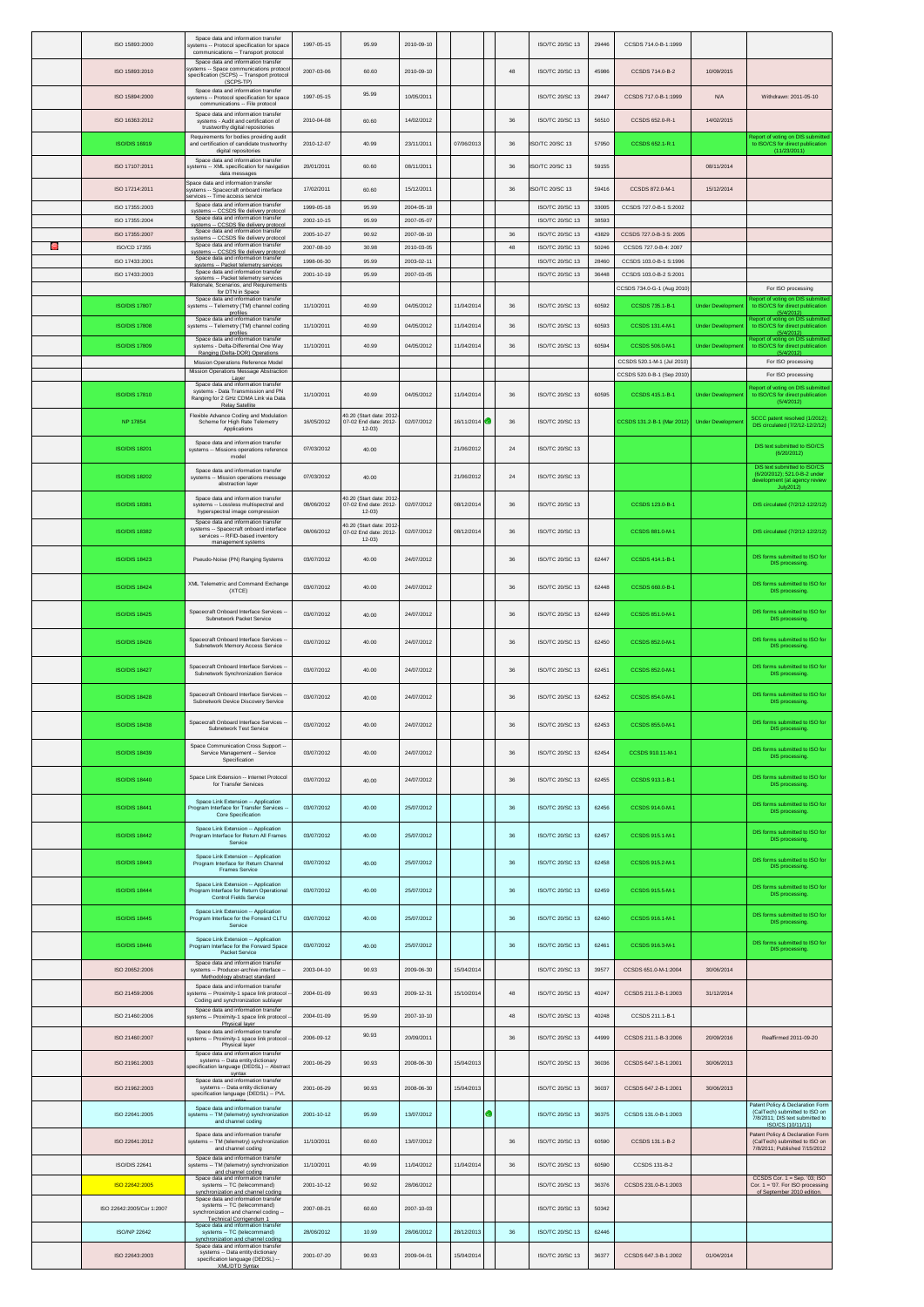| | | | | | | | | | | | | |
|---|---|---|---|---|---|---|---|---|---|---|---|---|
| | ISO 15893:2000 | Space data and information transfer systems -- Protocol specification for space communications -- Transport protocol | 1997-05-15 | 95.99 | 2010-09-10 | | | | ISO/TC 20/SC 13 | 29446 | CCSDS 714.0-B-1:1999 | | |
| | ISO 15893:2010 | Space data and information transfer systems -- Space communications protocol specification (SCPS) -- Transport protocol (SCPS-TP) | 2007-03-06 | 60.60 | 2010-09-10 | | | 48 | ISO/TC 20/SC 13 | 45986 | CCSDS 714.0-B-2 | 10/09/2015 | |
| | ISO 15894:2000 | Space data and information transfer systems -- Protocol specification for space communications -- File protocol | 1997-05-15 | 95.99 | 10/05/2011 | | | | ISO/TC 20/SC 13 | 29447 | CCSDS 717.0-B-1:1999 | N/A | Withdrawn: 2011-05-10 |
| | ISO 16363:2012 | Space data and information transfer systems - Audit and certification of trustworthy digital repositories | 2010-04-08 | 60.60 | 14/02/2012 | | | 36 | ISO/TC 20/SC 13 | 56510 | CCSDS 652.0-R-1 | 14/02/2015 | |
| | ISO/DIS 16919 | Requirements for bodies providing audit and certification of candidate trustworthy digital repositories | 2010-12-07 | 40.99 | 23/11/2011 | 07/06/2013 | | 36 | ISO/TC 20/SC 13 | 57950 | CCSDS 652.1-R.1 | | Report of voting on DIS submitted to ISO/CS for direct publication (11/23/2011) |
| | ISO 17107:2011 | Space data and information transfer systems -- XML specification for navigation data messages | 20/01/2011 | 60.60 | 08/11/2011 | | | 36 | ISO/TC 20/SC 13 | 59155 | | 08/11/2014 | |
| | ISO 17214:2011 | Space data and information transfer systems -- Spacecraft onboard interface services -- Time access service | 17/02/2011 | 60.60 | 15/12/2011 | | | 36 | ISO/TC 20/SC 13 | 59416 | CCSDS 872.0-M-1 | 15/12/2014 | |
| | ISO 17355:2003 | Space data and information transfer systems -- CCSDS file delivery protocol | 1999-05-18 | 95.99 | 2004-05-18 | | | | ISO/TC 20/SC 13 | 33005 | CCSDS 727.0-B-1 S:2002 | | |
| | ISO 17355:2004 | Space data and information transfer systems -- CCSDS file delivery protocol | 2002-10-15 | 95.99 | 2007-05-07 | | | | ISO/TC 20/SC 13 | 38593 | | | |
| | ISO 17355:2007 | Space data and information transfer systems -- CCSDS file delivery protocol | 2005-10-27 | 90.92 | 2007-08-10 | | | 36 | ISO/TC 20/SC 13 | 43829 | CCSDS 727.0-B-3 S: 2005 | | |
| | ISO/CD 17355 | Space data and information transfer systems -- CCSDS file delivery protocol | 2007-08-10 | 30.98 | 2010-03-05 | | | 48 | ISO/TC 20/SC 13 | 50246 | CCSDS 727.0-B-4: 2007 | | |
| | ISO 17433:2001 | Space data and information transfer systems -- Packet telemetry services | 1998-06-30 | 95.99 | 2003-02-11 | | | | ISO/TC 20/SC 13 | 28460 | CCSDS 103.0-B-1 S:1996 | | |
| | ISO 17433:2003 | Space data and information transfer systems -- Packet telemetry services | 2001-10-19 | 95.99 | 2007-03-05 | | | | ISO/TC 20/SC 13 | 36448 | CCSDS 103.0-B-2 S:2001 | | |
| | | Rationale, Scenarios, and Requirements for DTN in Space | | | | | | | | | CCSDS 734.0-G-1 (Aug 2010) | | For ISO processing |
| | ISO/DIS 17807 | Space data and information transfer systems -- Telemetry (TM) channel coding profiles | 11/10/2011 | 40.99 | 04/05/2012 | 11/04/2014 | | 36 | ISO/TC 20/SC 13 | 60592 | CCSDS 735.1-B-1 | Under Development | Report of voting on DIS submitted to ISO/CS for direct publication (5/4/2012) |
| | ISO/DIS 17808 | Space data and information transfer systems -- Telemetry (TM) channel coding profiles | 11/10/2011 | 40.99 | 04/05/2012 | 11/04/2014 | | 36 | ISO/TC 20/SC 13 | 60593 | CCSDS 131.4-M-1 | Under Development | Report of voting on DIS submitted to ISO/CS for direct publication (5/4/2012) |
| | ISO/DIS 17809 | Space data and information transfer systems - Delta-Differential One Way Ranging (Delta-DOR) Operations | 11/10/2011 | 40.99 | 04/05/2012 | 11/04/2014 | | 36 | ISO/TC 20/SC 13 | 60594 | CCSDS 506.0-M-1 | Under Development | Report of voting on DIS submitted to ISO/CS for direct publication (5/4/2012) |
| | | Mission Operations Reference Model | | | | | | | | | CCSDS 520.1-M-1 (Jul 2010) | | For ISO processing |
| | | Mission Operations Message Abstraction Layer | | | | | | | | | CCSDS 520.0-B-1 (Sep 2010) | | For ISO processing |
| | ISO/DIS 17810 | Space data and information transfer systems - Data Transmission and PN Ranging for 2 GHz CDMA Link via Data Relay Satellite | 11/10/2011 | 40.99 | 04/05/2012 | 11/04/2014 | | 36 | ISO/TC 20/SC 13 | 60595 | CCSDS 415.1-B-1 | Under Development | Report of voting on DIS submitted to ISO/CS for direct publication (5/4/2012) |
| | NP 17854 | Flexible Advance Coding and Modulation Scheme for High Rate Telemetry Applications | 16/05/2012 | 40.20 (Start date: 2012-07-02 End date: 2012-12-03) | 02/07/2012 | 16/11/2014 | | 36 | ISO/TC 20/SC 13 | | CCSDS 131.2-B-1 (Mar 2012) | Under Development | SCCC patent resolved (1/2012); DIS circulated (7/2/12-12/2/12) |
| | ISO/DIS 18201 | Space data and information transfer systems -- Missions operations reference model | 07/03/2012 | 40.00 | | 21/06/2012 | | 24 | ISO/TC 20/SC 13 | | | | DIS text submitted to ISO/CS (6/20/2012) |
| | ISO/DIS 18202 | Space data and information transfer systems -- Mission operations message abstraction layer | 07/03/2012 | 40.00 | | 21/06/2012 | | 24 | ISO/TC 20/SC 13 | | | | DIS text submitted to ISO/CS (6/20/2012); 521.0-B-2 under development (at agency review July2012) |
| | ISO/DIS 18381 | Space data and information transfer systems -- Lossless multispectral and hyperspectral image compression | 08/06/2012 | 40.20 (Start date: 2012-07-02 End date: 2012-12-03) | 02/07/2012 | 08/12/2014 | | 36 | ISO/TC 20/SC 13 | | CCSDS 123.0-B-1 | | DIS circulated (7/2/12-12/2/12) |
| | ISO/DIS 18382 | Space data and information transfer systems -- Spacecraft onboard interface services -- RFID-based inventory management systems | 08/06/2012 | 40.20 (Start date: 2012-07-02 End date: 2012-12-03) | 02/07/2012 | 08/12/2014 | | 36 | ISO/TC 20/SC 13 | | CCSDS 881.0-M-1 | | DIS circulated (7/2/12-12/2/12) |
| | ISO/DIS 18423 | Pseudo-Noise (PN) Ranging Systems | 03/07/2012 | 40.00 | 24/07/2012 | | | 36 | ISO/TC 20/SC 13 | 62447 | CCSDS 414.1-B-1 | | DIS forms submitted to ISO for DIS processing. |
| | ISO/DIS 18424 | XML Telemetric and Command Exchange (XTCE) | 03/07/2012 | 40.00 | 24/07/2012 | | | 36 | ISO/TC 20/SC 13 | 62448 | CCSDS 660.0-B-1 | | DIS forms submitted to ISO for DIS processing. |
| | ISO/DIS 18425 | Spacecraft Onboard Interface Services -- Subnetwork Packet Service | 03/07/2012 | 40.00 | 24/07/2012 | | | 36 | ISO/TC 20/SC 13 | 62449 | CCSDS 851.0-M-1 | | DIS forms submitted to ISO for DIS processing. |
| | ISO/DIS 18426 | Spacecraft Onboard Interface Services -- Subnetwork Memory Access Service | 03/07/2012 | 40.00 | 24/07/2012 | | | 36 | ISO/TC 20/SC 13 | 62450 | CCSDS 852.0-M-1 | | DIS forms submitted to ISO for DIS processing. |
| | ISO/DIS 18427 | Spacecraft Onboard Interface Services -- Subnetwork Synchronization Service | 03/07/2012 | 40.00 | 24/07/2012 | | | 36 | ISO/TC 20/SC 13 | 62451 | CCSDS 852.0-M-1 | | DIS forms submitted to ISO for DIS processing. |
| | ISO/DIS 18428 | Spacecraft Onboard Interface Services -- Subnetwork Device Discovery Service | 03/07/2012 | 40.00 | 24/07/2012 | | | 36 | ISO/TC 20/SC 13 | 62452 | CCSDS 854.0-M-1 | | DIS forms submitted to ISO for DIS processing. |
| | ISO/DIS 18438 | Spacecraft Onboard Interface Services -- Subnetwork Test Service | 03/07/2012 | 40.00 | 24/07/2012 | | | 36 | ISO/TC 20/SC 13 | 62453 | CCSDS 855.0-M-1 | | DIS forms submitted to ISO for DIS processing. |
| | ISO/DIS 18439 | Space Communication Cross Support -- Service Management -- Service Specification | 03/07/2012 | 40.00 | 24/07/2012 | | | 36 | ISO/TC 20/SC 13 | 62454 | CCSDS 910.11-M-1 | | DIS forms submitted to ISO for DIS processing. |
| | ISO/DIS 18440 | Space Link Extension -- Internet Protocol for Transfer Services | 03/07/2012 | 40.00 | 24/07/2012 | | | 36 | ISO/TC 20/SC 13 | 62455 | CCSDS 913.1-B-1 | | DIS forms submitted to ISO for DIS processing. |
| | ISO/DIS 18441 | Space Link Extension -- Application Program Interface for Transfer Services -- Core Specification | 03/07/2012 | 40.00 | 25/07/2012 | | | 36 | ISO/TC 20/SC 13 | 62456 | CCSDS 914.0-M-1 | | DIS forms submitted to ISO for DIS processing. |
| | ISO/DIS 18442 | Space Link Extension -- Application Program Interface for Return All Frames Service | 03/07/2012 | 40.00 | 25/07/2012 | | | 36 | ISO/TC 20/SC 13 | 62457 | CCSDS 915.1-M-1 | | DIS forms submitted to ISO for DIS processing. |
| | ISO/DIS 18443 | Space Link Extension -- Application Program Interface for Return Channel Frames Service | 03/07/2012 | 40.00 | 25/07/2012 | | | 36 | ISO/TC 20/SC 13 | 62458 | CCSDS 915.2-M-1 | | DIS forms submitted to ISO for DIS processing. |
| | ISO/DIS 18444 | Space Link Extension -- Application Program Interface for Return Operational Control Fields Service | 03/07/2012 | 40.00 | 25/07/2012 | | | 36 | ISO/TC 20/SC 13 | 62459 | CCSDS 915.5-M-1 | | DIS forms submitted to ISO for DIS processing. |
| | ISO/DIS 18445 | Space Link Extension -- Application Program Interface for the Forward CLTU Service | 03/07/2012 | 40.00 | 25/07/2012 | | | 36 | ISO/TC 20/SC 13 | 62460 | CCSDS 916.1-M-1 | | DIS forms submitted to ISO for DIS processing. |
| | ISO/DIS 18446 | Space Link Extension -- Application Program Interface for the Forward Space Packet Service | 03/07/2012 | 40.00 | 25/07/2012 | | | 36 | ISO/TC 20/SC 13 | 62461 | CCSDS 916.3-M-1 | | DIS forms submitted to ISO for DIS processing. |
| | ISO 20652:2006 | Space data and information transfer systems -- Producer-archive interface -- Methodology abstract standard | 2003-04-10 | 90.93 | 2009-06-30 | 15/04/2014 | | | ISO/TC 20/SC 13 | 39577 | CCSDS 651.0-M-1:2004 | 30/06/2014 | |
| | ISO 21459:2006 | Space data and information transfer systems -- Proximity-1 space link protocol -- Coding and synchronization sublayer | 2004-01-09 | 90.93 | 2009-12-31 | 15/10/2014 | | 48 | ISO/TC 20/SC 13 | 40247 | CCSDS 211.2-B-1:2003 | 31/12/2014 | |
| | ISO 21460:2006 | Space data and information transfer systems -- Proximity-1 space link protocol -- Physical layer | 2004-01-09 | 95.99 | 2007-10-10 | | | 48 | ISO/TC 20/SC 13 | 40248 | CCSDS 211.1-B-1 | | |
| | ISO 21460:2007 | Space data and information transfer systems -- Proximity-1 space link protocol -- Physical layer | 2006-09-12 | 90.93 | 20/09/2011 | | | 36 | ISO/TC 20/SC 13 | 44999 | CCSDS 211.1-B-3:2006 | 20/09/2016 | Reaffirmed 2011-09-20 |
| | ISO 21961:2003 | Space data and information transfer systems -- Data entity dictionary specification language (DEDSL) -- Abstract syntax | 2001-06-29 | 90.93 | 2008-06-30 | 15/04/2013 | | | ISO/TC 20/SC 13 | 36036 | CCSDS 647.1-B-1:2001 | 30/06/2013 | |
| | ISO 21962:2003 | Space data and information transfer systems -- Data entity dictionary specification language (DEDSL) -- PVL syntax | 2001-06-29 | 90.93 | 2008-06-30 | 15/04/2013 | | | ISO/TC 20/SC 13 | 36037 | CCSDS 647.2-B-1:2001 | 30/06/2013 | |
| | ISO 22641:2005 | Space data and information transfer systems -- TM (telemetry) synchronization and channel coding | 2001-10-12 | 95.99 | 13/07/2012 | | | | ISO/TC 20/SC 13 | 36375 | CCSDS 131.0-B-1:2003 | | Patent Policy & Declaration Form (CalTech) submitted to ISO on 7/8/2011; DIS text submitted to ISO/CS (10/11/11) |
| | ISO 22641:2012 | Space data and information transfer systems -- TM (telemetry) synchronization and channel coding | 11/10/2011 | 60.60 | 13/07/2012 | | | 36 | ISO/TC 20/SC 13 | 60590 | CCSDS 131.1-B-2 | | Patent Policy & Declaration Form (CalTech) submitted to ISO on 7/8/2011; Published 7/15/2012 |
| | ISO/DIS 22641 | Space data and information transfer systems -- TM (telemetry) synchronization and channel coding | 11/10/2011 | 40.99 | 11/04/2012 | 11/04/2014 | | 36 | ISO/TC 20/SC 13 | 60590 | CCSDS 131-B-2 | | |
| | ISO 22642:2005 | Space data and information transfer systems -- TC (telecommand) synchronization and channel coding | 2001-10-12 | 90.92 | 28/06/2012 | | | | ISO/TC 20/SC 13 | 36376 | CCSDS 231.0-B-1:2003 | | CCSDS Cor. 1 = Sep. '03; ISO Cor. 1 = '07. For ISO processing of September 2010 edition. |
| | ISO 22642:2005/Cor 1:2007 | Space data and information transfer systems -- TC (telecommand) synchronization and channel coding -- Technical Corrigendum 1 | 2007-08-21 | 60.60 | 2007-10-03 | | | | ISO/TC 20/SC 13 | 50342 | | | |
| | ISO/NP 22642 | Space data and information transfer systems -- TC (telecommand) synchronization and channel coding | 28/06/2012 | 10.99 | 28/06/2012 | 28/12/2013 | | 36 | ISO/TC 20/SC 13 | 62446 | | | |
| | ISO 22643:2003 | Space data and information transfer systems -- Data entity dictionary specification language (DEDSL) -- XML/DTD Syntax | 2001-07-20 | 90.93 | 2009-04-01 | 15/04/2014 | | | ISO/TC 20/SC 13 | 36377 | CCSDS 647.3-B-1:2002 | 01/04/2014 | |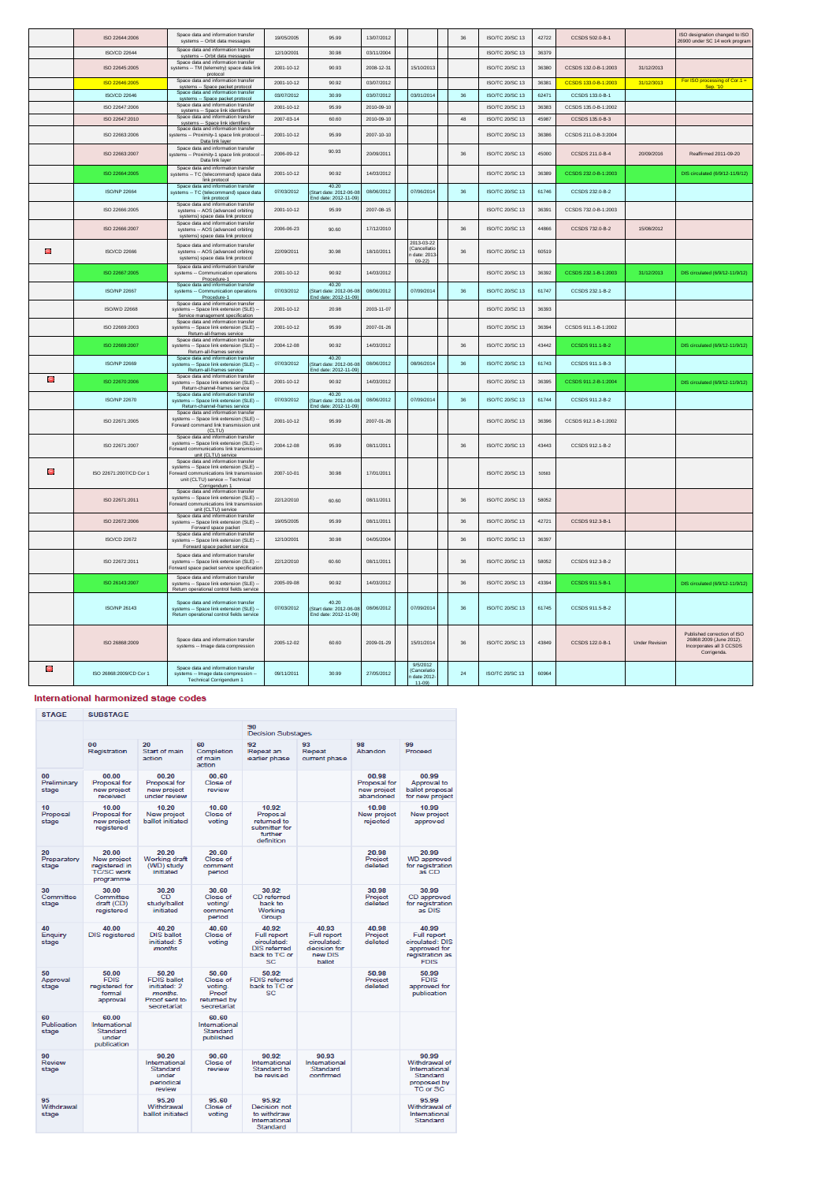| | | | | | | | | | | | | | | |
|---|---|---|---|---|---|---|---|---|---|---|---|---|---|---|
| | ISO 22644:2006 | Space data and information transfer systems -- Orbit data messages | 19/05/2005 | 95.99 | 13/07/2012 | | | | 36 | ISO/TC 20/SC 13 | 42722 | CCSDS 502.0-B-1 | | ISO designation changed to ISO 26900 under SC 14 work program |
| | ISO/CD 22644 | Space data and information transfer systems -- Orbit data messages | 12/10/2001 | 30.98 | 03/11/2004 | | | | | ISO/TC 20/SC 13 | 36379 | | | |
| | ISO 22645:2005 | Space data and information transfer systems -- TM (telemetry) space data link protocol | 2001-10-12 | 90.93 | 2008-12-31 | | 15/10/2013 | | | ISO/TC 20/SC 13 | 36380 | CCSDS 132.0-B-1:2003 | 31/12/2013 | |
| | ISO 22646:2005 | Space data and information transfer systems -- Space packet protocol | 2001-10-12 | 90.92 | 03/07/2012 | | | | | ISO/TC 20/SC 13 | 36381 | CCSDS 133.0-B-1:2003 | 31/12/3013 | For ISO processing of Cor.1 = Sep. '10 |
| | ISO/CD 22646 | Space data and information transfer systems -- Space packet protocol | 03/07/2012 | 30.99 | 03/07/2012 | | 03/01/2014 | | 36 | ISO/TC 20/SC 13 | 62471 | CCSDS 133.0-B-1 | | |
| | ISO 22647:2006 | Space data and information transfer systems -- Space link identifiers | 2001-10-12 | 95.99 | 2010-09-10 | | | | | ISO/TC 20/SC 13 | 36383 | CCSDS 135.0-B-1:2002 | | |
| | ISO 22647:2010 | Space data and information transfer systems -- Space link identifiers | 2007-03-14 | 60.60 | 2010-09-10 | | | | 48 | ISO/TC 20/SC 13 | 45987 | CCSDS 135.0-B-3 | | |
| | ISO 22663:2006 | Space data and information transfer systems -- Proximity-1 space link protocol -- Data link layer | 2001-10-12 | 95.99 | 2007-10-10 | | | | | ISO/TC 20/SC 13 | 36386 | CCSDS 211.0-B-3:2004 | | |
| | ISO 22663:2007 | Space data and information transfer systems -- Proximity-1 space link protocol -- Data link layer | 2006-09-12 | 90.93 | 20/09/2011 | | | | 36 | ISO/TC 20/SC 13 | 45000 | CCSDS 211.0-B-4 | 20/09/2016 | Reaffirmed 2011-09-20 |
| | ISO 22664:2005 | Space data and information transfer systems -- TC (telecommand) space data link protocol | 2001-10-12 | 90.92 | 14/03/2012 | | | | | ISO/TC 20/SC 13 | 36389 | CCSDS 232.0-B-1:2003 | | DIS circulated (6/9/12-11/9/12) |
| | ISO/NP 22664 | Space data and information transfer systems -- TC (telecommand) space data link protocol | 07/03/2012 | 40.20 (Start date: 2012-06-08 End date: 2012-11-09) | 08/06/2012 | | 07/06/2014 | | 36 | ISO/TC 20/SC 13 | 61746 | CCSDS 232.0-B-2 | | |
| | ISO 22666:2005 | Space data and information transfer systems -- AOS (advanced orbiting systems) space data link protocol | 2001-10-12 | 95.99 | 2007-08-15 | | | | | ISO/TC 20/SC 13 | 36391 | CCSDS 732.0-B-1:2003 | | |
| | ISO 22666:2007 | Space data and information transfer systems -- AOS (advanced orbiting systems) space data link protocol | 2006-06-23 | 90.60 | 17/12/2010 | | | | 36 | ISO/TC 20/SC 13 | 44866 | CCSDS 732.0-B-2 | 15/08/2012 | |
| ■ | ISO/CD 22666 | Space data and information transfer systems -- AOS (advanced orbiting systems) space data link protocol | 22/09/2011 | 30.98 | 18/10/2011 | | 2013-03-22 (Cancellation date: 2013-09-22) | | 36 | ISO/TC 20/SC 13 | 60519 | | | |
| | ISO 22667:2005 | Space data and information transfer systems -- Communication operations Procedure-1 | 2001-10-12 | 90.92 | 14/03/2012 | | | | | ISO/TC 20/SC 13 | 36392 | CCSDS 232.1-B-1:2003 | 31/12/2013 | DIS circulated (6/9/12-11/9/12) |
| | ISO/NP 22667 | Space data and information transfer systems -- Communication operations Procedure-1 | 07/03/2012 | 40.20 (Start date: 2012-06-08 End date: 2012-11-09) | 08/06/2012 | | 07/09/2014 | | 36 | ISO/TC 20/SC 13 | 61747 | CCSDS 232.1-B-2 | | |
| | ISO/WD 22668 | Space data and information transfer systems -- Space link extension (SLE) -- Service management specification | 2001-10-12 | 20.98 | 2003-11-07 | | | | | ISO/TC 20/SC 13 | 36393 | | | |
| | ISO 22669:2003 | Space data and information transfer systems -- Space link extension (SLE) -- Return-all-frames service | 2001-10-12 | 95.99 | 2007-01-26 | | | | | ISO/TC 20/SC 13 | 36394 | CCSDS 911.1-B-1:2002 | | |
| | ISO 22669:2007 | Space data and information transfer systems -- Space link extension (SLE) -- Return-all-frames service | 2004-12-08 | 90.92 | 14/03/2012 | | | | 36 | ISO/TC 20/SC 13 | 43442 | CCSDS 911.1-B-2 | | DIS circulated (6/9/12-11/9/12) |
| | ISO/NP 22669 | Space data and information transfer systems -- Space link extension (SLE) -- Return-all-frames service | 07/03/2012 | 40.20 (Start date: 2012-06-08 End date: 2012-11-09) | 08/06/2012 | | 08/06/2014 | | 36 | ISO/TC 20/SC 13 | 61743 | CCSDS 911.1-B-3 | | |
| ■ | ISO 22670:2006 | Space data and information transfer systems -- Space link extension (SLE) -- Return-channel-frames service | 2001-10-12 | 90.92 | 14/03/2012 | | | | | ISO/TC 20/SC 13 | 36395 | CCSDS 911.2-B-1:2004 | | DIS circulated (6/9/12-11/9/12) |
| | ISO/NP 22670 | Space data and information transfer systems -- Space link extension (SLE) -- Return-channel-frames service | 07/03/2012 | 40.20 (Start date: 2012-06-08 End date: 2012-11-09) | 08/06/2012 | | 07/09/2014 | | 36 | ISO/TC 20/SC 13 | 61744 | CCSDS 911.2-B-2 | | |
| | ISO 22671:2005 | Space data and information transfer systems -- Space link extension (SLE) -- Forward command link transmission unit (CLTU) | 2001-10-12 | 95.99 | 2007-01-26 | | | | | ISO/TC 20/SC 13 | 36396 | CCSDS 912.1-B-1:2002 | | |
| | ISO 22671:2007 | Space data and information transfer systems -- Space link extension (SLE) -- Forward communications link transmission unit (CLTU) service | 2004-12-08 | 95.99 | 08/11/2011 | | | | 36 | ISO/TC 20/SC 13 | 43443 | CCSDS 912.1-B-2 | | |
| ■ | ISO 22671:2007/CD Cor 1 | Space data and information transfer systems -- Space link extension (SLE) -- Forward communications link transmission unit (CLTU) service -- Technical Corrigendum 1 | 2007-10-01 | 30.98 | 17/01/2011 | | | | | ISO/TC 20/SC 13 | 50583 | | | |
| | ISO 22671:2011 | Space data and information transfer systems -- Space link extension (SLE) -- Forward communications link transmission unit (CLTU) service | 22/12/2010 | 60.60 | 08/11/2011 | | | | 36 | ISO/TC 20/SC 13 | 58052 | | | |
| | ISO 22672:2006 | Space data and information transfer systems -- Space link extension (SLE) -- Forward space packet | 19/05/2005 | 95.99 | 08/11/2011 | | | | 36 | ISO/TC 20/SC 13 | 42721 | CCSDS 912.3-B-1 | | |
| | ISO/CD 22672 | Space data and information transfer systems -- Space link extension (SLE) -- Forward space packet service | 12/10/2001 | 30.98 | 04/05/2004 | | | | 36 | ISO/TC 20/SC 13 | 36397 | | | |
| | ISO 22672:2011 | Space data and information transfer systems -- Space link extension (SLE) -- Forward space packet service specification | 22/12/2010 | 60.60 | 08/11/2011 | | | | 36 | ISO/TC 20/SC 13 | 58052 | CCSDS 912.3-B-2 | | |
| | ISO 26143:2007 | Space data and information transfer systems -- Space link extension (SLE) -- Return operational control fields service | 2005-09-08 | 90.92 | 14/03/2012 | | | | 36 | ISO/TC 20/SC 13 | 43394 | CCSDS 911.5-B-1 | | DIS circulated (6/9/12-11/9/12) |
| | ISO/NP 26143 | Space data and information transfer systems -- Space link extension (SLE) -- Return operational control fields service | 07/03/2012 | 40.20 (Start date: 2012-06-08 End date: 2012-11-09) | 08/06/2012 | | 07/09/2014 | | 36 | ISO/TC 20/SC 13 | 61745 | CCSDS 911.5-B-2 | | |
| | ISO 26868:2009 | Space data and information transfer systems -- Image data compression | 2005-12-02 | 60.60 | 2009-01-29 | | 15/01/2014 | | 36 | ISO/TC 20/SC 13 | 43849 | CCSDS 122.0-B-1 | Under Revision | Published correction of ISO 26868:2009 (June 2012). Incorporates all 3 CCSDS Corrigenda. |
| ■ | ISO 26868:2009/CD Cor 1 | Space data and information transfer systems -- Image data compression -- Technical Corrigendum 1 | 09/11/2011 | 30.99 | 27/05/2012 | | 9/5/2012 (Cancellation date 2012-11-09) | | 24 | ISO/TC 20/SC 13 | 60964 | | | |

## International harmonized stage codes

| STAGE | SUBSTAGE | | | | | | |
|---|---|---|---|---|---|---|---|
| | | | | 90 Decision Substages | | | |
| | 00 Registration | 20 Start of main action | 60 Completion of main action | 92 Repeat an earlier phase | 93 Repeat current phase | 98 Abandon | 99 Proceed |
| 00 Preliminary stage | 00.00 Proposal for new project received | 00.20 Proposal for new project under review | 00.60 Close of review | | | 00.98 Proposal for new project abandoned | 00.99 Approval to ballot proposal for new project |
| 10 Proposal stage | 10.00 Proposal for new project registered | 10.20 New project ballot initiated | 10.60 Close of voting | 10.92 Proposal returned to submitter for further definition | | 10.98 New project rejected | 10.99 New project approved |
| 20 Preparatory stage | 20.00 New project registered in TC/SC work programme | 20.20 Working draft (WD) study initiated | 20.60 Close of comment period | | | 20.98 Project deleted | 20.99 WD approved for registration as CD |
| 30 Committee stage | 30.00 Committee draft (CD) registered | 30.20 CD study/ballot initiated | 30.60 Close of voting/ comment period | 30.92 CD referred back to Working Group | | 30.98 Project deleted | 30.99 CD approved for registration as DIS |
| 40 Enquiry stage | 40.00 DIS registered | 40.20 DIS ballot initiated: 5 months | 40.60 Close of voting | 40.92 Full report circulated: DIS referred back to TC or SC | 40.93 Full report circulated: decision for new DIS ballot | 40.98 Project deleted | 40.99 Full report circulated: DIS approved for registration as FDIS |
| 50 Approval stage | 50.00 FDIS registered for formal approval | 50.20 FDIS ballot initiated: 2 months. Proof sent to secretariat | 50.60 Close of voting. Proof returned by secretariat | 50.92 FDIS referred back to TC or SC | | 50.98 Project deleted | 50.99 FDIS approved for publication |
| 60 Publication stage | 60.00 International Standard under publication | | 60.60 International Standard published | | | | |
| 90 Review stage | | 90.20 International Standard under periodical review | 90.60 Close of review | 90.92 International Standard to be revised | 90.93 International Standard confirmed | | 90.99 Withdrawal of International Standard proposed by TC or SC |
| 95 Withdrawal stage | | 95.20 Withdrawal ballot initiated | 95.60 Close of voting | 95.92 Decision not to withdraw International Standard | | | 95.99 Withdrawal of International Standard |